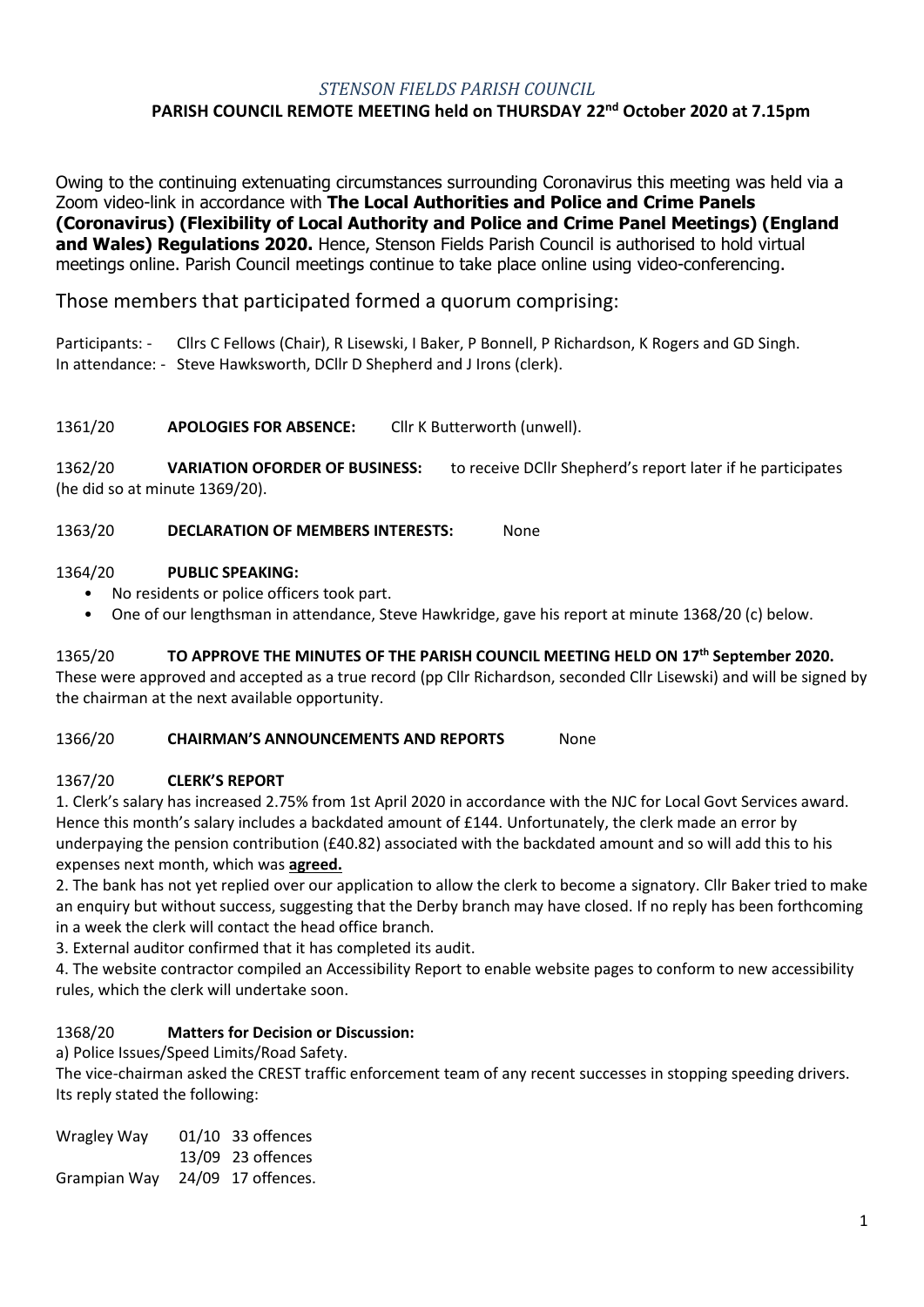*STENSON FIELDS PARISH COUNCIL*

**PARISH COUNCIL REMOTE MEETING held on THURSDAY 22nd October 2020 at 7.15pm**

Owing to the continuing extenuating circumstances surrounding Coronavirus this meeting was held via a Zoom video-link in accordance with **The Local Authorities and Police and Crime Panels (Coronavirus) (Flexibility of Local Authority and Police and Crime Panel Meetings) (England and Wales) Regulations 2020.** Hence, Stenson Fields Parish Council is authorised to hold virtual meetings online. Parish Council meetings continue to take place online using video-conferencing.

Those members that participated formed a quorum comprising:

Participants: - Cllrs C Fellows (Chair), R Lisewski, I Baker, P Bonnell, P Richardson, K Rogers and GD Singh.
In attendance: - Steve Hawksworth, DCllr D Shepherd and J Irons (clerk).

1361/20 **APOLOGIES FOR ABSENCE:** Cllr K Butterworth (unwell).

1362/20 **VARIATION OFORDER OF BUSINESS:** to receive DCllr Shepherd's report later if he participates (he did so at minute 1369/20).

1363/20 **DECLARATION OF MEMBERS INTERESTS:** None

1364/20 **PUBLIC SPEAKING:**

- No residents or police officers took part.
- One of our lengthsman in attendance, Steve Hawkridge, gave his report at minute 1368/20 (c) below.

1365/20 **TO APPROVE THE MINUTES OF THE PARISH COUNCIL MEETING HELD ON 17th September 2020.**
These were approved and accepted as a true record (pp Cllr Richardson, seconded Cllr Lisewski) and will be signed by the chairman at the next available opportunity.

1366/20 **CHAIRMAN'S ANNOUNCEMENTS AND REPORTS** None

1367/20 **CLERK'S REPORT**

1. Clerk's salary has increased 2.75% from 1st April 2020 in accordance with the NJC for Local Govt Services award. Hence this month's salary includes a backdated amount of £144. Unfortunately, the clerk made an error by underpaying the pension contribution (£40.82) associated with the backdated amount and so will add this to his expenses next month, which was **agreed.**
2. The bank has not yet replied over our application to allow the clerk to become a signatory. Cllr Baker tried to make an enquiry but without success, suggesting that the Derby branch may have closed. If no reply has been forthcoming in a week the clerk will contact the head office branch.
3. External auditor confirmed that it has completed its audit.
4. The website contractor compiled an Accessibility Report to enable website pages to conform to new accessibility rules, which the clerk will undertake soon.

1368/20 **Matters for Decision or Discussion:**

a) Police Issues/Speed Limits/Road Safety.
The vice-chairman asked the CREST traffic enforcement team of any recent successes in stopping speeding drivers. Its reply stated the following:

| | | |
|---|---|---|
| Wragley Way | 01/10 | 33 offences |
| | 13/09 | 23 offences |
| Grampian Way | 24/09 | 17 offences. |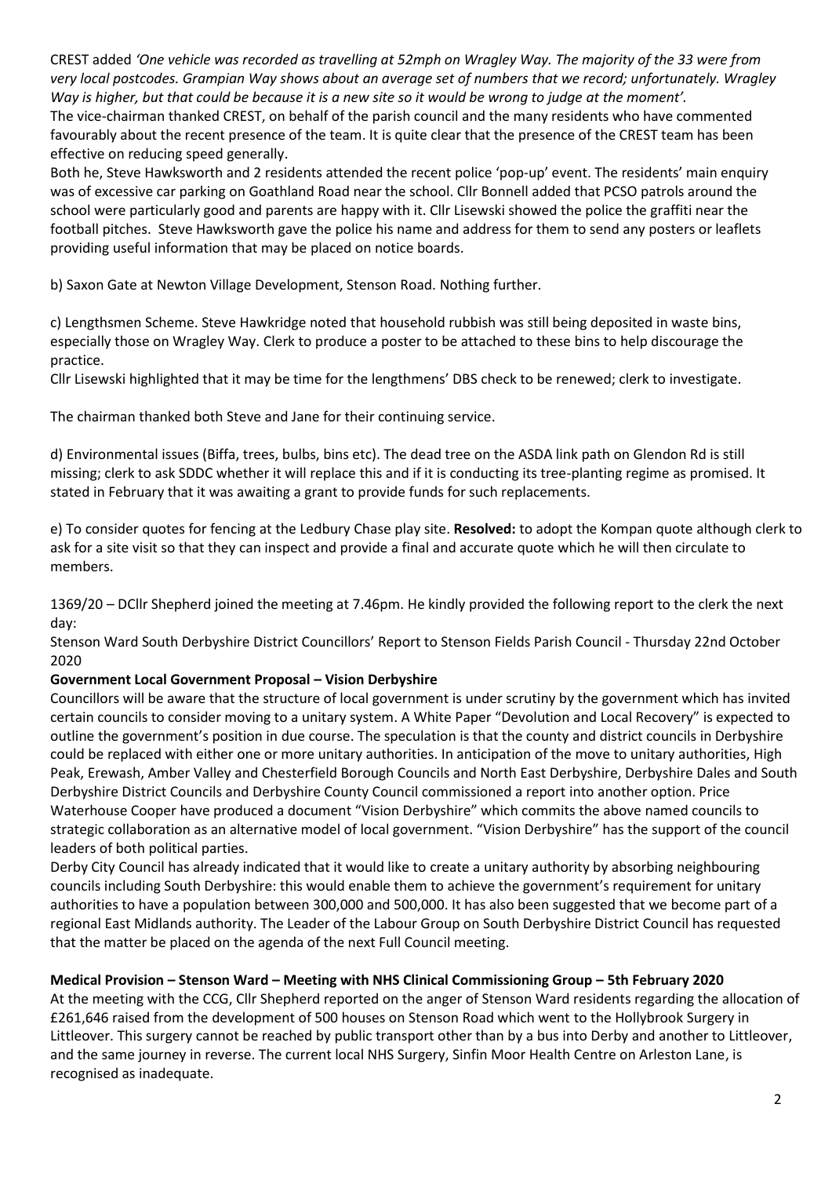CREST added *'One vehicle was recorded as travelling at 52mph on Wragley Way. The majority of the 33 were from very local postcodes. Grampian Way shows about an average set of numbers that we record; unfortunately. Wragley Way is higher, but that could be because it is a new site so it would be wrong to judge at the moment'.*
The vice-chairman thanked CREST, on behalf of the parish council and the many residents who have commented favourably about the recent presence of the team. It is quite clear that the presence of the CREST team has been effective on reducing speed generally.
Both he, Steve Hawksworth and 2 residents attended the recent police 'pop-up' event. The residents' main enquiry was of excessive car parking on Goathland Road near the school. Cllr Bonnell added that PCSO patrols around the school were particularly good and parents are happy with it. Cllr Lisewski showed the police the graffiti near the football pitches. Steve Hawksworth gave the police his name and address for them to send any posters or leaflets providing useful information that may be placed on notice boards.

b) Saxon Gate at Newton Village Development, Stenson Road. Nothing further.

c) Lengthsmen Scheme. Steve Hawkridge noted that household rubbish was still being deposited in waste bins, especially those on Wragley Way. Clerk to produce a poster to be attached to these bins to help discourage the practice.
Cllr Lisewski highlighted that it may be time for the lengthmens' DBS check to be renewed; clerk to investigate.

The chairman thanked both Steve and Jane for their continuing service.

d) Environmental issues (Biffa, trees, bulbs, bins etc). The dead tree on the ASDA link path on Glendon Rd is still missing; clerk to ask SDDC whether it will replace this and if it is conducting its tree-planting regime as promised. It stated in February that it was awaiting a grant to provide funds for such replacements.

e) To consider quotes for fencing at the Ledbury Chase play site. **Resolved:** to adopt the Kompan quote although clerk to ask for a site visit so that they can inspect and provide a final and accurate quote which he will then circulate to members.

1369/20 – DCllr Shepherd joined the meeting at 7.46pm. He kindly provided the following report to the clerk the next day:

Stenson Ward South Derbyshire District Councillors' Report to Stenson Fields Parish Council - Thursday 22nd October 2020

**Government Local Government Proposal – Vision Derbyshire**

Councillors will be aware that the structure of local government is under scrutiny by the government which has invited certain councils to consider moving to a unitary system. A White Paper "Devolution and Local Recovery" is expected to outline the government's position in due course. The speculation is that the county and district councils in Derbyshire could be replaced with either one or more unitary authorities. In anticipation of the move to unitary authorities, High Peak, Erewash, Amber Valley and Chesterfield Borough Councils and North East Derbyshire, Derbyshire Dales and South Derbyshire District Councils and Derbyshire County Council commissioned a report into another option. Price Waterhouse Cooper have produced a document "Vision Derbyshire" which commits the above named councils to strategic collaboration as an alternative model of local government. "Vision Derbyshire" has the support of the council leaders of both political parties.

Derby City Council has already indicated that it would like to create a unitary authority by absorbing neighbouring councils including South Derbyshire: this would enable them to achieve the government's requirement for unitary authorities to have a population between 300,000 and 500,000. It has also been suggested that we become part of a regional East Midlands authority. The Leader of the Labour Group on South Derbyshire District Council has requested that the matter be placed on the agenda of the next Full Council meeting.

**Medical Provision – Stenson Ward – Meeting with NHS Clinical Commissioning Group – 5th February 2020**

At the meeting with the CCG, Cllr Shepherd reported on the anger of Stenson Ward residents regarding the allocation of £261,646 raised from the development of 500 houses on Stenson Road which went to the Hollybrook Surgery in Littleover. This surgery cannot be reached by public transport other than by a bus into Derby and another to Littleover, and the same journey in reverse. The current local NHS Surgery, Sinfin Moor Health Centre on Arleston Lane, is recognised as inadequate.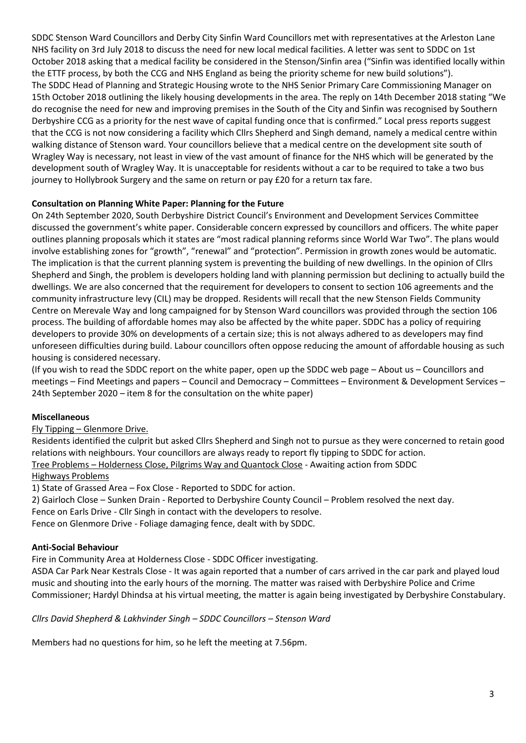SDDC Stenson Ward Councillors and Derby City Sinfin Ward Councillors met with representatives at the Arleston Lane NHS facility on 3rd July 2018 to discuss the need for new local medical facilities. A letter was sent to SDDC on 1st October 2018 asking that a medical facility be considered in the Stenson/Sinfin area ("Sinfin was identified locally within the ETTF process, by both the CCG and NHS England as being the priority scheme for new build solutions"). The SDDC Head of Planning and Strategic Housing wrote to the NHS Senior Primary Care Commissioning Manager on 15th October 2018 outlining the likely housing developments in the area. The reply on 14th December 2018 stating "We do recognise the need for new and improving premises in the South of the City and Sinfin was recognised by Southern Derbyshire CCG as a priority for the nest wave of capital funding once that is confirmed." Local press reports suggest that the CCG is not now considering a facility which Cllrs Shepherd and Singh demand, namely a medical centre within walking distance of Stenson ward. Your councillors believe that a medical centre on the development site south of Wragley Way is necessary, not least in view of the vast amount of finance for the NHS which will be generated by the development south of Wragley Way. It is unacceptable for residents without a car to be required to take a two bus journey to Hollybrook Surgery and the same on return or pay £20 for a return tax fare.

**Consultation on Planning White Paper: Planning for the Future**

On 24th September 2020, South Derbyshire District Council's Environment and Development Services Committee discussed the government's white paper. Considerable concern expressed by councillors and officers. The white paper outlines planning proposals which it states are "most radical planning reforms since World War Two". The plans would involve establishing zones for "growth", "renewal" and "protection". Permission in growth zones would be automatic. The implication is that the current planning system is preventing the building of new dwellings. In the opinion of Cllrs Shepherd and Singh, the problem is developers holding land with planning permission but declining to actually build the dwellings. We are also concerned that the requirement for developers to consent to section 106 agreements and the community infrastructure levy (CIL) may be dropped. Residents will recall that the new Stenson Fields Community Centre on Merevale Way and long campaigned for by Stenson Ward councillors was provided through the section 106 process. The building of affordable homes may also be affected by the white paper. SDDC has a policy of requiring developers to provide 30% on developments of a certain size; this is not always adhered to as developers may find unforeseen difficulties during build. Labour councillors often oppose reducing the amount of affordable housing as such housing is considered necessary.

(If you wish to read the SDDC report on the white paper, open up the SDDC web page – About us – Councillors and meetings – Find Meetings and papers – Council and Democracy – Committees – Environment & Development Services – 24th September 2020 – item 8 for the consultation on the white paper)

**Miscellaneous**

<u>Fly Tipping – Glenmore Drive.</u>

Residents identified the culprit but asked Cllrs Shepherd and Singh not to pursue as they were concerned to retain good relations with neighbours. Your councillors are always ready to report fly tipping to SDDC for action.

<u>Tree Problems – Holderness Close, Pilgrims Way and Quantock Close</u> - Awaiting action from SDDC

<u>Highways Problems</u>

1) State of Grassed Area – Fox Close - Reported to SDDC for action.

2) Gairloch Close – Sunken Drain - Reported to Derbyshire County Council – Problem resolved the next day.

Fence on Earls Drive - Cllr Singh in contact with the developers to resolve.

Fence on Glenmore Drive - Foliage damaging fence, dealt with by SDDC.

**Anti-Social Behaviour**

Fire in Community Area at Holderness Close - SDDC Officer investigating.

ASDA Car Park Near Kestrals Close - It was again reported that a number of cars arrived in the car park and played loud music and shouting into the early hours of the morning. The matter was raised with Derbyshire Police and Crime Commissioner; Hardyl Dhindsa at his virtual meeting, the matter is again being investigated by Derbyshire Constabulary.

*Cllrs David Shepherd & Lakhvinder Singh – SDDC Councillors – Stenson Ward*

Members had no questions for him, so he left the meeting at 7.56pm.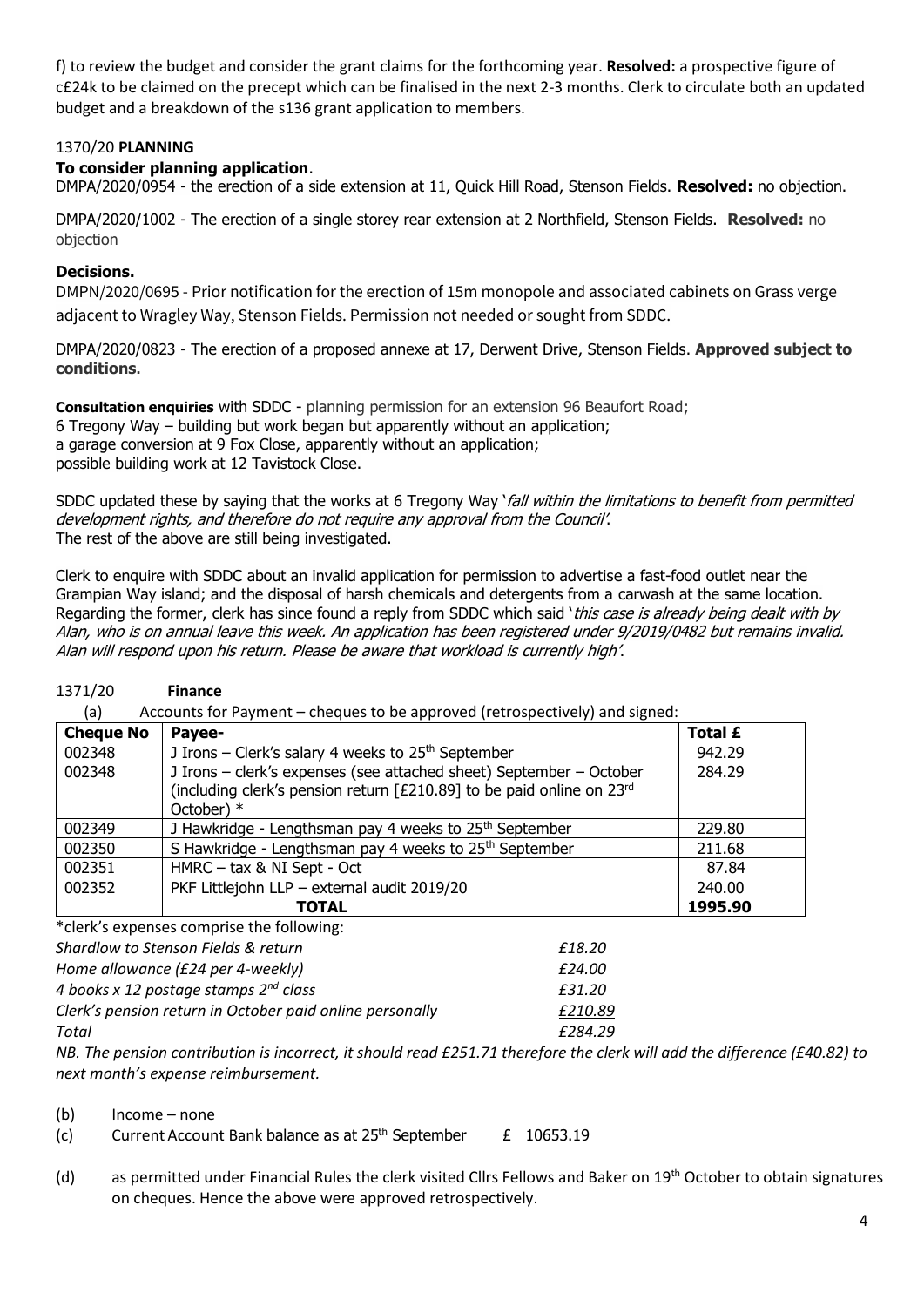f) to review the budget and consider the grant claims for the forthcoming year. **Resolved:** a prospective figure of c£24k to be claimed on the precept which can be finalised in the next 2-3 months. Clerk to circulate both an updated budget and a breakdown of the s136 grant application to members.

1370/20 **PLANNING**

**To consider planning application**.

DMPA/2020/0954 - the erection of a side extension at 11, Quick Hill Road, Stenson Fields. **Resolved:** no objection.

DMPA/2020/1002 - The erection of a single storey rear extension at 2 Northfield, Stenson Fields. **Resolved:** no objection

**Decisions.**

DMPN/2020/0695 - Prior notification for the erection of 15m monopole and associated cabinets on Grass verge adjacent to Wragley Way, Stenson Fields. Permission not needed or sought from SDDC.

DMPA/2020/0823 - The erection of a proposed annexe at 17, Derwent Drive, Stenson Fields. **Approved subject to conditions.**

**Consultation enquiries** with SDDC - planning permission for an extension 96 Beaufort Road;
6 Tregony Way – building but work began but apparently without an application;
a garage conversion at 9 Fox Close, apparently without an application;
possible building work at 12 Tavistock Close.

SDDC updated these by saying that the works at 6 Tregony Way '*fall within the limitations to benefit from permitted development rights, and therefore do not require any approval from the Council'.*
The rest of the above are still being investigated.

Clerk to enquire with SDDC about an invalid application for permission to advertise a fast-food outlet near the Grampian Way island; and the disposal of harsh chemicals and detergents from a carwash at the same location. Regarding the former, clerk has since found a reply from SDDC which said '*this case is already being dealt with by Alan, who is on annual leave this week. An application has been registered under 9/2019/0482 but remains invalid. Alan will respond upon his return. Please be aware that workload is currently high'.*

1371/20 **Finance**

(a) Accounts for Payment – cheques to be approved (retrospectively) and signed:

| Cheque No | Payee- | Total £ |
|---|---|---|
| 002348 | J Irons – Clerk's salary 4 weeks to 25th September | 942.29 |
| 002348 | J Irons – clerk's expenses (see attached sheet) September – October (including clerk's pension return [£210.89] to be paid online on 23rd October) * | 284.29 |
| 002349 | J Hawkridge - Lengthsman pay 4 weeks to 25th September | 229.80 |
| 002350 | S Hawkridge - Lengthsman pay 4 weeks to 25th September | 211.68 |
| 002351 | HMRC – tax & NI Sept - Oct | 87.84 |
| 002352 | PKF Littlejohn LLP – external audit 2019/20 | 240.00 |
| | **TOTAL** | **1995.90** |

*clerk's expenses comprise the following:

| | |
|---|---|
| *Shardlow to Stenson Fields & return* | *£18.20* |
| *Home allowance (£24 per 4-weekly)* | *£24.00* |
| *4 books x 12 postage stamps 2nd class* | *£31.20* |
| *Clerk's pension return in October paid online personally* | *£210.89* |
| *Total* | *£284.29* |

*NB. The pension contribution is incorrect, it should read £251.71 therefore the clerk will add the difference (£40.82) to next month's expense reimbursement.*

(b) Income – none

(c) Current Account Bank balance as at 25th September £ 10653.19

(d) as permitted under Financial Rules the clerk visited Cllrs Fellows and Baker on 19th October to obtain signatures on cheques. Hence the above were approved retrospectively.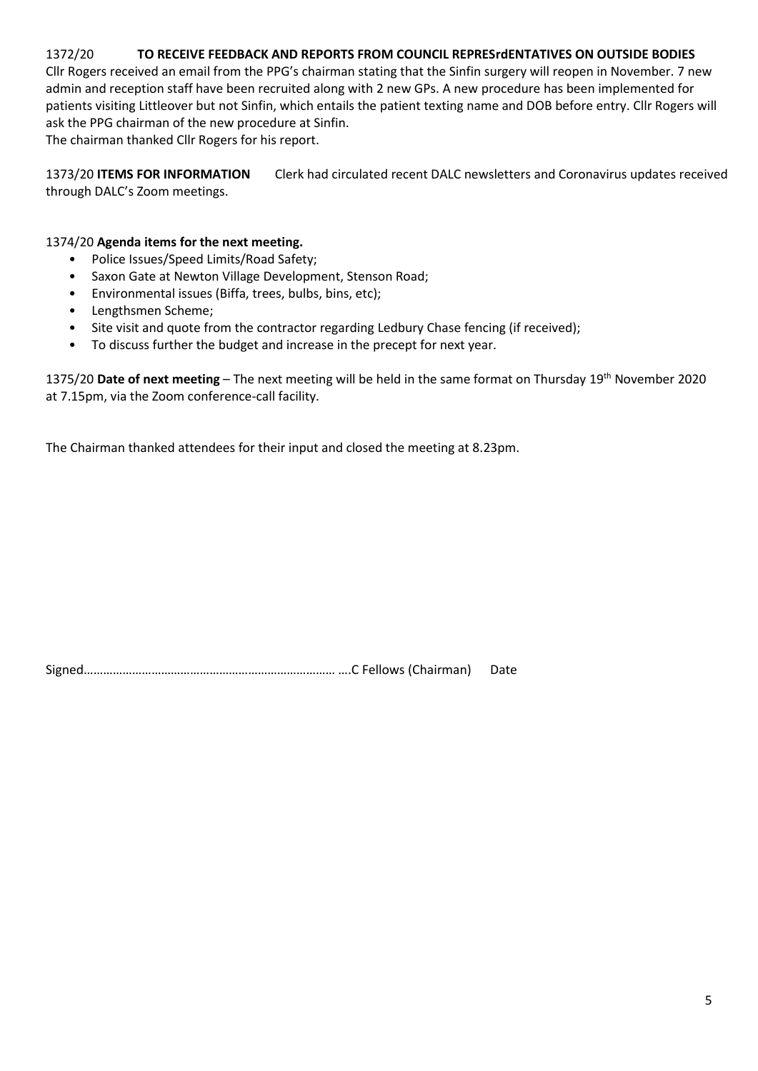1372/20 **TO RECEIVE FEEDBACK AND REPORTS FROM COUNCIL REPRESrdENTATIVES ON OUTSIDE BODIES**
Cllr Rogers received an email from the PPG's chairman stating that the Sinfin surgery will reopen in November. 7 new admin and reception staff have been recruited along with 2 new GPs. A new procedure has been implemented for patients visiting Littleover but not Sinfin, which entails the patient texting name and DOB before entry. Cllr Rogers will ask the PPG chairman of the new procedure at Sinfin.
The chairman thanked Cllr Rogers for his report.

1373/20 **ITEMS FOR INFORMATION** Clerk had circulated recent DALC newsletters and Coronavirus updates received through DALC's Zoom meetings.

1374/20 **Agenda items for the next meeting.**

- Police Issues/Speed Limits/Road Safety;
- Saxon Gate at Newton Village Development, Stenson Road;
- Environmental issues (Biffa, trees, bulbs, bins, etc);
- Lengthsmen Scheme;
- Site visit and quote from the contractor regarding Ledbury Chase fencing (if received);
- To discuss further the budget and increase in the precept for next year.

1375/20 **Date of next meeting** – The next meeting will be held in the same format on Thursday 19th November 2020 at 7.15pm, via the Zoom conference-call facility.

The Chairman thanked attendees for their input and closed the meeting at 8.23pm.

Signed…………………………………………………………………… ….C Fellows (Chairman) Date